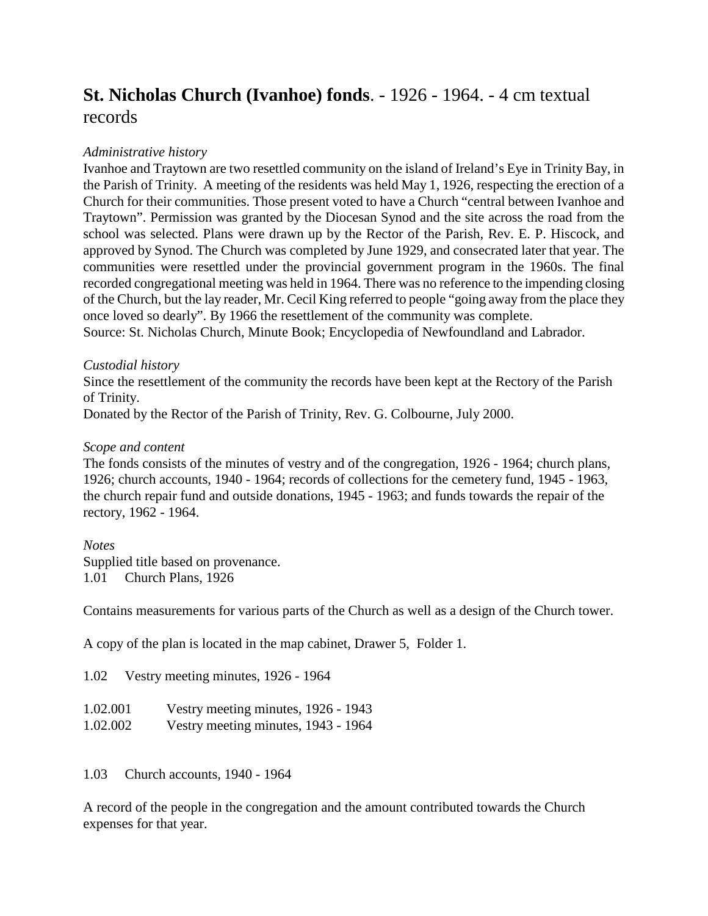# **St. Nicholas Church (Ivanhoe) fonds**. - 1926 - 1964. - 4 cm textual records

*Administrative history*

Ivanhoe and Traytown are two resettled community on the island of Ireland's Eye in Trinity Bay, in the Parish of Trinity. A meeting of the residents was held May 1, 1926, respecting the erection of a Church for their communities. Those present voted to have a Church "central between Ivanhoe and Traytown". Permission was granted by the Diocesan Synod and the site across the road from the school was selected. Plans were drawn up by the Rector of the Parish, Rev. E. P. Hiscock, and approved by Synod. The Church was completed by June 1929, and consecrated later that year. The communities were resettled under the provincial government program in the 1960s. The final recorded congregational meeting was held in 1964. There was no reference to the impending closing of the Church, but the lay reader, Mr. Cecil King referred to people "going away from the place they once loved so dearly". By 1966 the resettlement of the community was complete.
Source: St. Nicholas Church, Minute Book; Encyclopedia of Newfoundland and Labrador.

*Custodial history*

Since the resettlement of the community the records have been kept at the Rectory of the Parish of Trinity.
Donated by the Rector of the Parish of Trinity, Rev. G. Colbourne, July 2000.

*Scope and content*

The fonds consists of the minutes of vestry and of the congregation, 1926 - 1964; church plans, 1926; church accounts, 1940 - 1964; records of collections for the cemetery fund, 1945 - 1963, the church repair fund and outside donations, 1945 - 1963; and funds towards the repair of the rectory, 1962 - 1964.

*Notes*

Supplied title based on provenance.

1.01 Church Plans, 1926

Contains measurements for various parts of the Church as well as a design of the Church tower.

A copy of the plan is located in the map cabinet, Drawer 5, Folder 1.

1.02 Vestry meeting minutes, 1926 - 1964

1.02.001 Vestry meeting minutes, 1926 - 1943
1.02.002 Vestry meeting minutes, 1943 - 1964

1.03 Church accounts, 1940 - 1964

A record of the people in the congregation and the amount contributed towards the Church expenses for that year.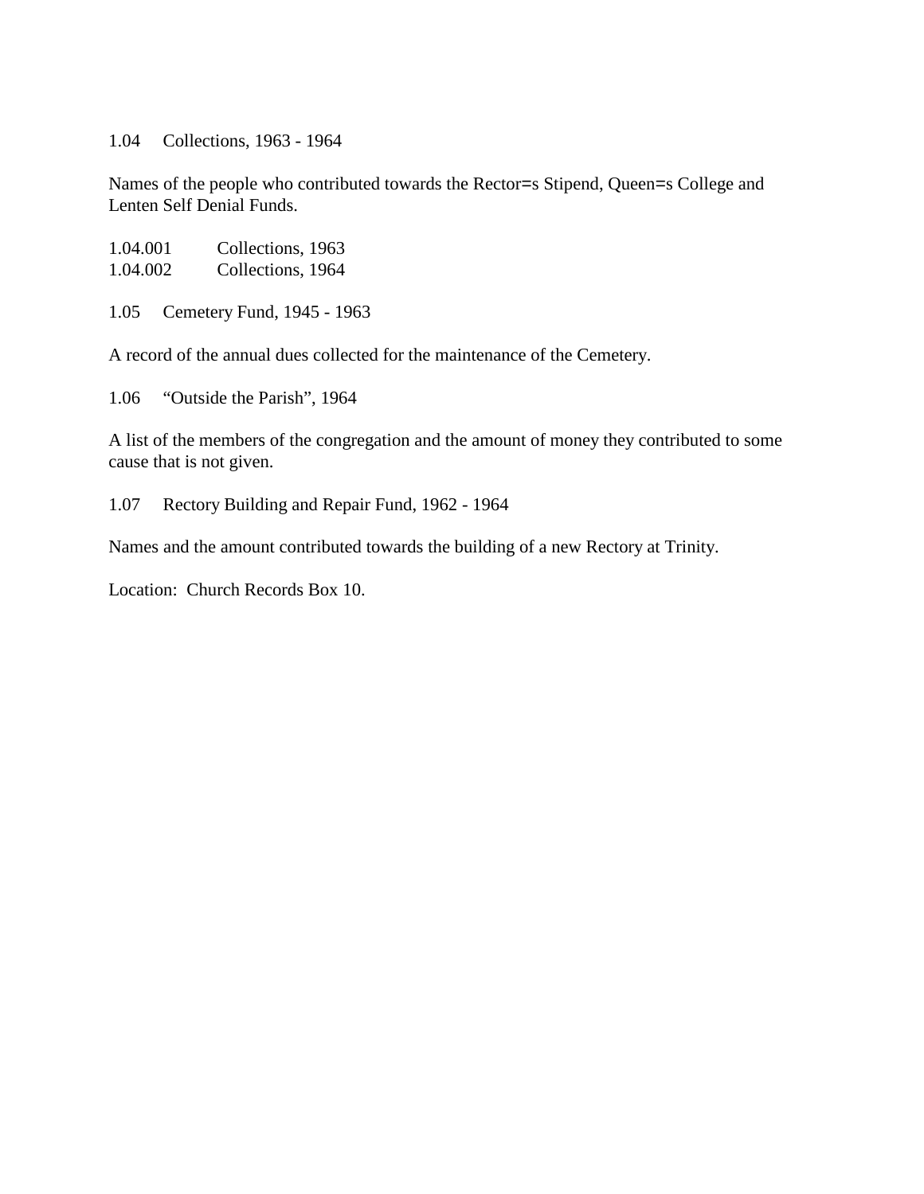1.04 Collections, 1963 - 1964

Names of the people who contributed towards the Rector=s Stipend, Queen=s College and Lenten Self Denial Funds.

1.04.001 Collections, 1963
1.04.002 Collections, 1964

1.05 Cemetery Fund, 1945 - 1963

A record of the annual dues collected for the maintenance of the Cemetery.

1.06 "Outside the Parish", 1964

A list of the members of the congregation and the amount of money they contributed to some cause that is not given.

1.07 Rectory Building and Repair Fund, 1962 - 1964

Names and the amount contributed towards the building of a new Rectory at Trinity.

Location: Church Records Box 10.